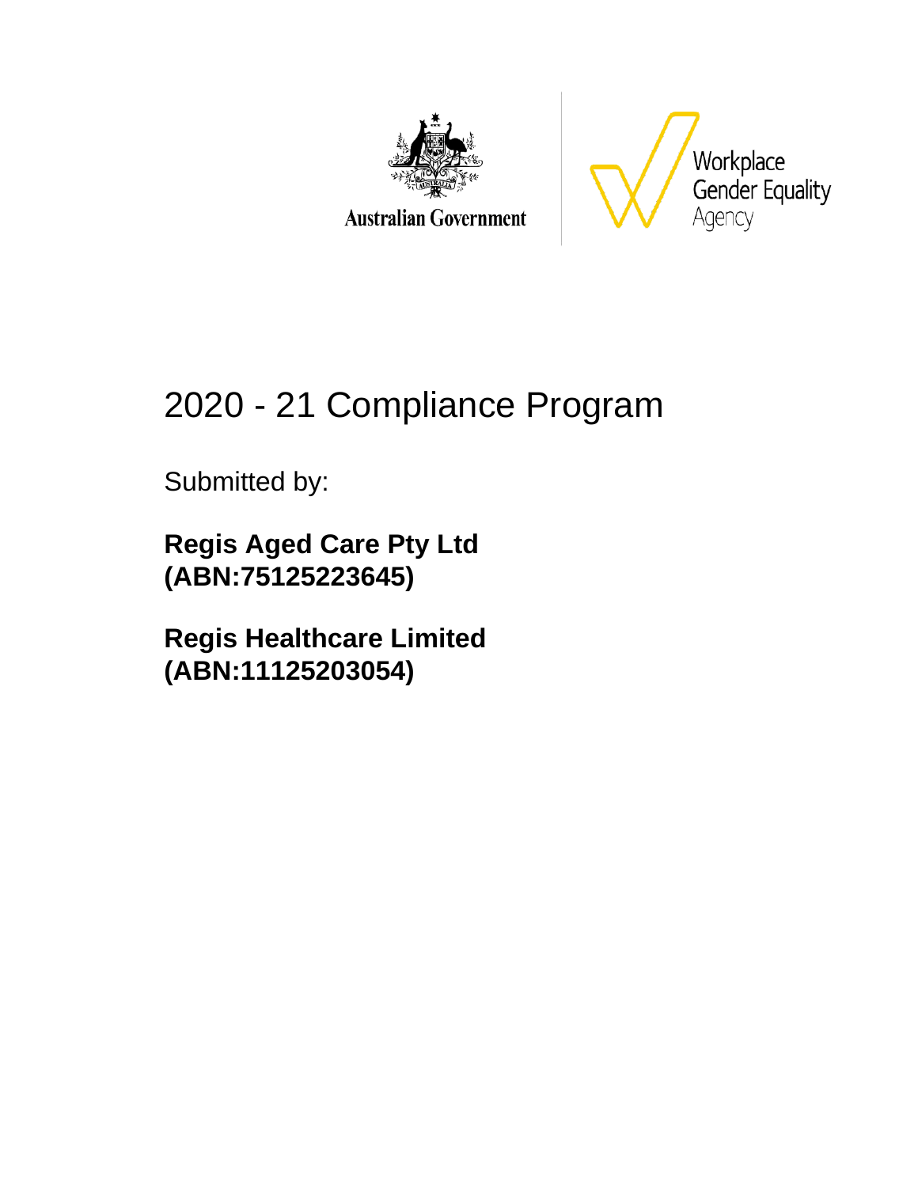Australian Government

Workplace Gender Equality Agency

# 2020 - 21 Compliance Program

Submitted by:

**Regis Aged Care Pty Ltd (ABN:75125223645)**

**Regis Healthcare Limited (ABN:11125203054)**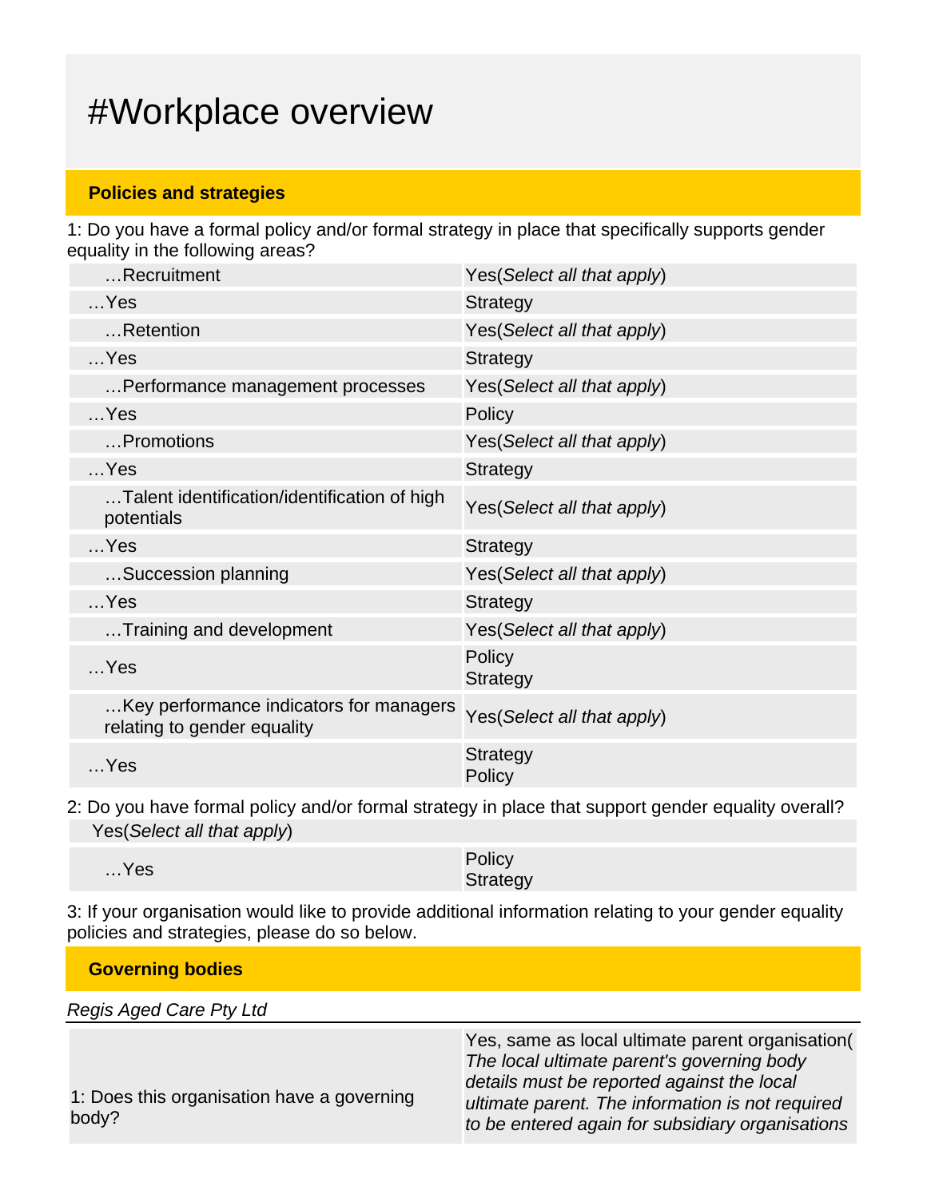# #Workplace overview

## Policies and strategies

1: Do you have a formal policy and/or formal strategy in place that specifically supports gender equality in the following areas?

| | |
|---|---|
| …Recruitment | Yes(*Select all that apply*) |
| …Yes | Strategy |
| …Retention | Yes(*Select all that apply*) |
| …Yes | Strategy |
| …Performance management processes | Yes(*Select all that apply*) |
| …Yes | Policy |
| …Promotions | Yes(*Select all that apply*) |
| …Yes | Strategy |
| …Talent identification/identification of high potentials | Yes(*Select all that apply*) |
| …Yes | Strategy |
| …Succession planning | Yes(*Select all that apply*) |
| …Yes | Strategy |
| …Training and development | Yes(*Select all that apply*) |
| …Yes | Policy<br>Strategy |
| …Key performance indicators for managers relating to gender equality | Yes(*Select all that apply*) |
| …Yes | Strategy<br>Policy |

2: Do you have formal policy and/or formal strategy in place that support gender equality overall?

| | |
|---|---|
| Yes(*Select all that apply*) | |
| …Yes | Policy<br>Strategy |

3: If your organisation would like to provide additional information relating to your gender equality policies and strategies, please do so below.

## Governing bodies

*Regis Aged Care Pty Ltd*

| | |
|---|---|
| 1: Does this organisation have a governing body? | Yes, same as local ultimate parent organisation(*The local ultimate parent's governing body details must be reported against the local ultimate parent. The information is not required to be entered again for subsidiary organisations* |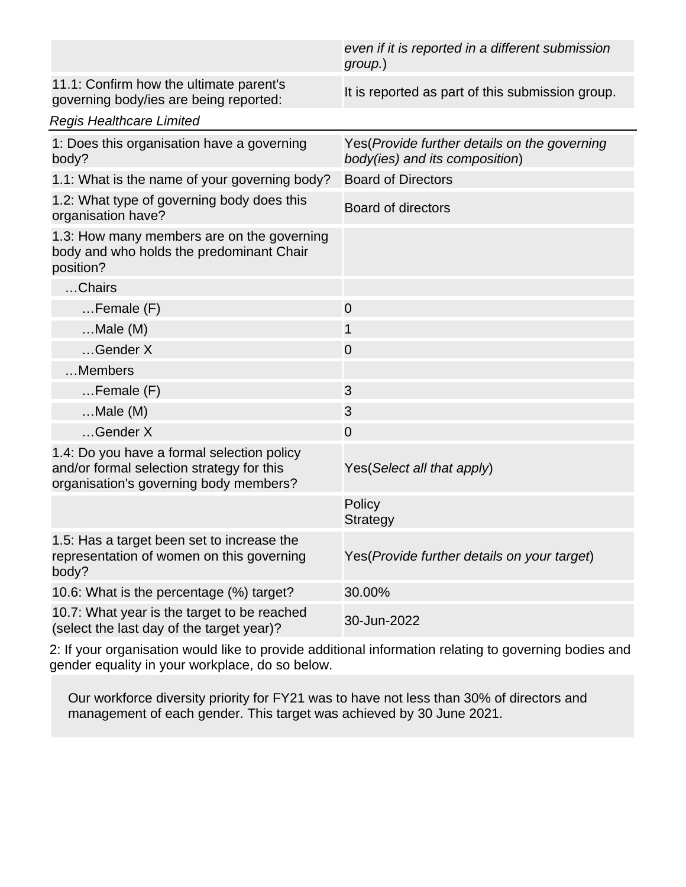| | |
|---|---|
| | *even if it is reported in a different submission group.*) |
| 11.1: Confirm how the ultimate parent's governing body/ies are being reported: | It is reported as part of this submission group. |

*Regis Healthcare Limited*

| | |
|---|---|
| 1: Does this organisation have a governing body? | Yes(*Provide further details on the governing body(ies) and its composition*) |
| 1.1: What is the name of your governing body? | Board of Directors |
| 1.2: What type of governing body does this organisation have? | Board of directors |
| 1.3: How many members are on the governing body and who holds the predominant Chair position? | |
| …Chairs | |
| …Female (F) | 0 |
| …Male (M) | 1 |
| …Gender X | 0 |
| …Members | |
| …Female (F) | 3 |
| …Male (M) | 3 |
| …Gender X | 0 |
| 1.4: Do you have a formal selection policy and/or formal selection strategy for this organisation's governing body members? | Yes(*Select all that apply*) |
| | Policy<br>Strategy |
| 1.5: Has a target been set to increase the representation of women on this governing body? | Yes(*Provide further details on your target*) |
| 10.6: What is the percentage (%) target? | 30.00% |
| 10.7: What year is the target to be reached (select the last day of the target year)? | 30-Jun-2022 |

2: If your organisation would like to provide additional information relating to governing bodies and gender equality in your workplace, do so below.

Our workforce diversity priority for FY21 was to have not less than 30% of directors and management of each gender. This target was achieved by 30 June 2021.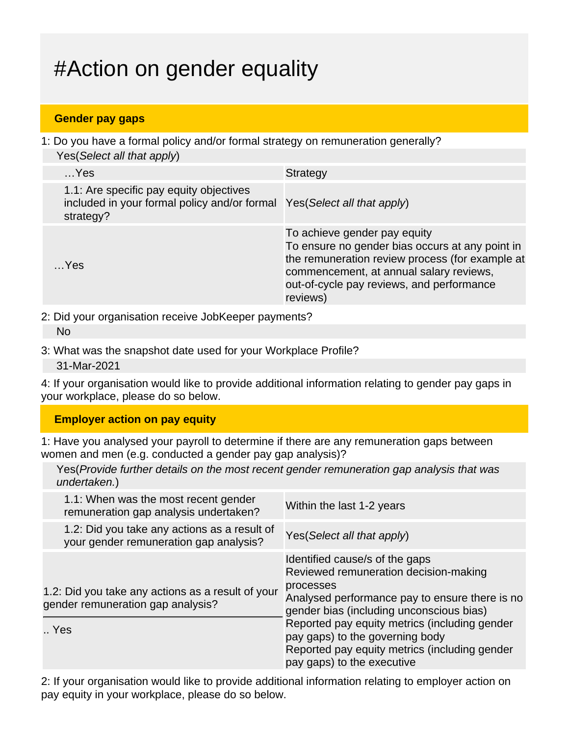# #Action on gender equality

## Gender pay gaps

1: Do you have a formal policy and/or formal strategy on remuneration generally?

Yes(*Select all that apply*)

| …Yes | Strategy |
|---|---|
| 1.1: Are specific pay equity objectives included in your formal policy and/or formal strategy? | Yes(*Select all that apply*) |
| …Yes | To achieve gender pay equity<br>To ensure no gender bias occurs at any point in the remuneration review process (for example at commencement, at annual salary reviews, out-of-cycle pay reviews, and performance reviews) |

2: Did your organisation receive JobKeeper payments?

No

3: What was the snapshot date used for your Workplace Profile?

31-Mar-2021

4: If your organisation would like to provide additional information relating to gender pay gaps in your workplace, please do so below.

## Employer action on pay equity

1: Have you analysed your payroll to determine if there are any remuneration gaps between women and men (e.g. conducted a gender pay gap analysis)?

Yes(*Provide further details on the most recent gender remuneration gap analysis that was undertaken.*)

| 1.1: When was the most recent gender remuneration gap analysis undertaken? | Within the last 1-2 years |
|---|---|
| 1.2: Did you take any actions as a result of your gender remuneration gap analysis? | Yes(*Select all that apply*) |
| 1.2: Did you take any actions as a result of your gender remuneration gap analysis?<br>.. Yes | Identified cause/s of the gaps<br>Reviewed remuneration decision-making processes<br>Analysed performance pay to ensure there is no gender bias (including unconscious bias)<br>Reported pay equity metrics (including gender pay gaps) to the governing body<br>Reported pay equity metrics (including gender pay gaps) to the executive |

2: If your organisation would like to provide additional information relating to employer action on pay equity in your workplace, please do so below.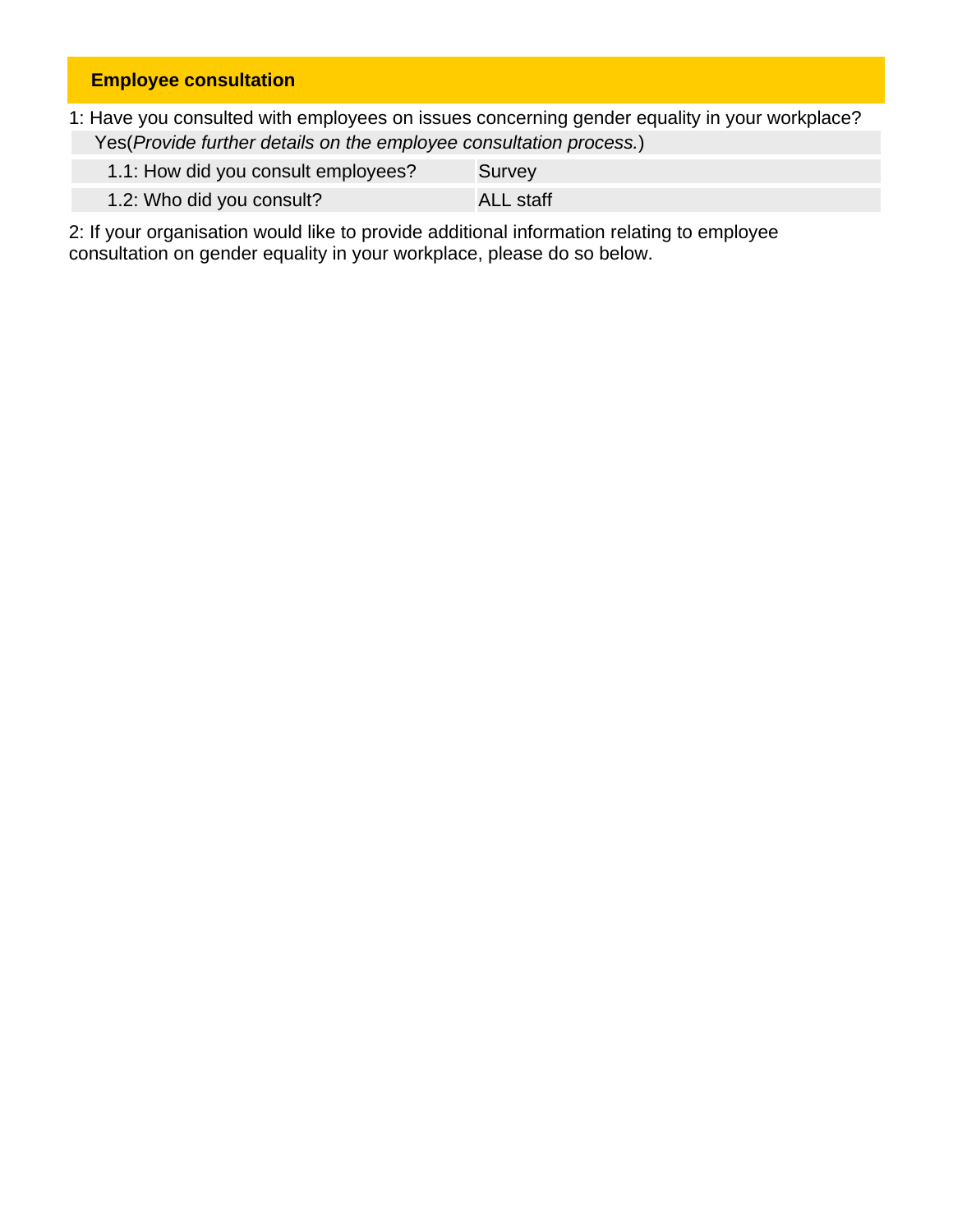## Employee consultation

1: Have you consulted with employees on issues concerning gender equality in your workplace?

Yes(*Provide further details on the employee consultation process.*)

| | |
|---|---|
| 1.1: How did you consult employees? | Survey |
| 1.2: Who did you consult? | ALL staff |

2: If your organisation would like to provide additional information relating to employee consultation on gender equality in your workplace, please do so below.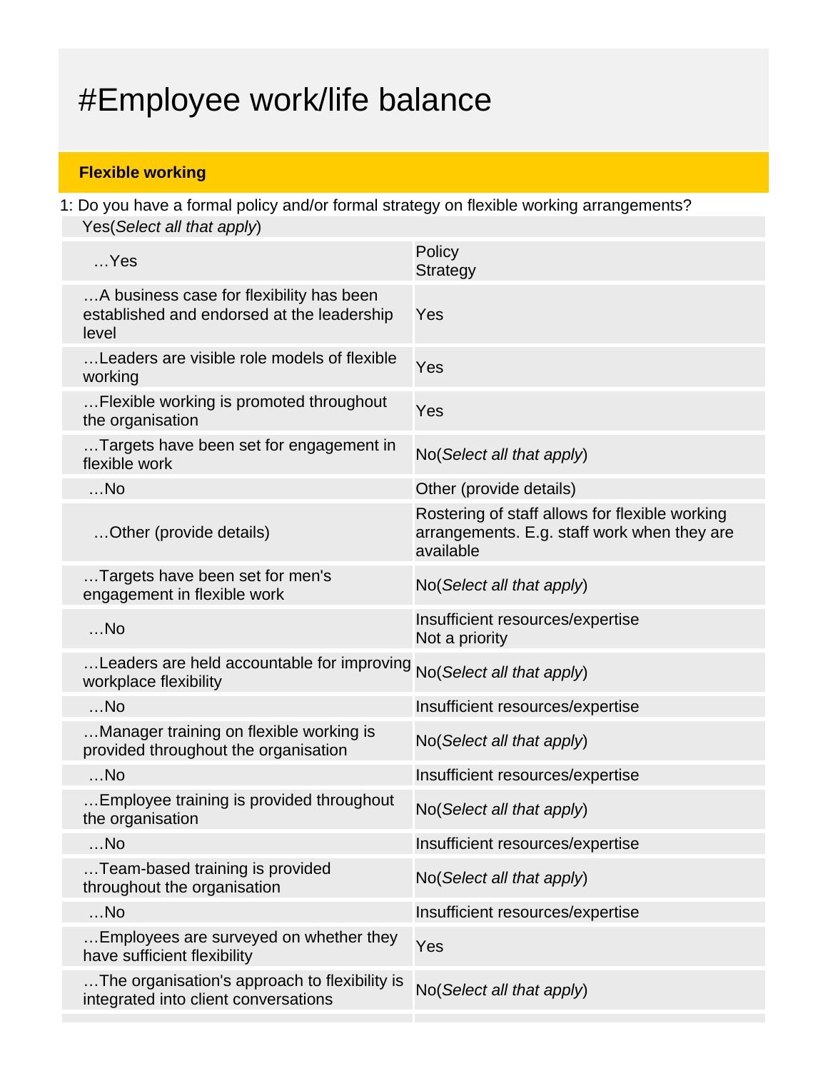# #Employee work/life balance

**Flexible working**

1: Do you have a formal policy and/or formal strategy on flexible working arrangements?

Yes(*Select all that apply*)

| | |
|---|---|
| …Yes | Policy<br>Strategy |
| …A business case for flexibility has been established and endorsed at the leadership level | Yes |
| …Leaders are visible role models of flexible working | Yes |
| …Flexible working is promoted throughout the organisation | Yes |
| …Targets have been set for engagement in flexible work | No(*Select all that apply*) |
| …No | Other (provide details) |
| …Other (provide details) | Rostering of staff allows for flexible working arrangements. E.g. staff work when they are available |
| …Targets have been set for men's engagement in flexible work | No(*Select all that apply*) |
| …No | Insufficient resources/expertise<br>Not a priority |
| …Leaders are held accountable for improving workplace flexibility | No(*Select all that apply*) |
| …No | Insufficient resources/expertise |
| …Manager training on flexible working is provided throughout the organisation | No(*Select all that apply*) |
| …No | Insufficient resources/expertise |
| …Employee training is provided throughout the organisation | No(*Select all that apply*) |
| …No | Insufficient resources/expertise |
| …Team-based training is provided throughout the organisation | No(*Select all that apply*) |
| …No | Insufficient resources/expertise |
| …Employees are surveyed on whether they have sufficient flexibility | Yes |
| …The organisation's approach to flexibility is integrated into client conversations | No(*Select all that apply*) |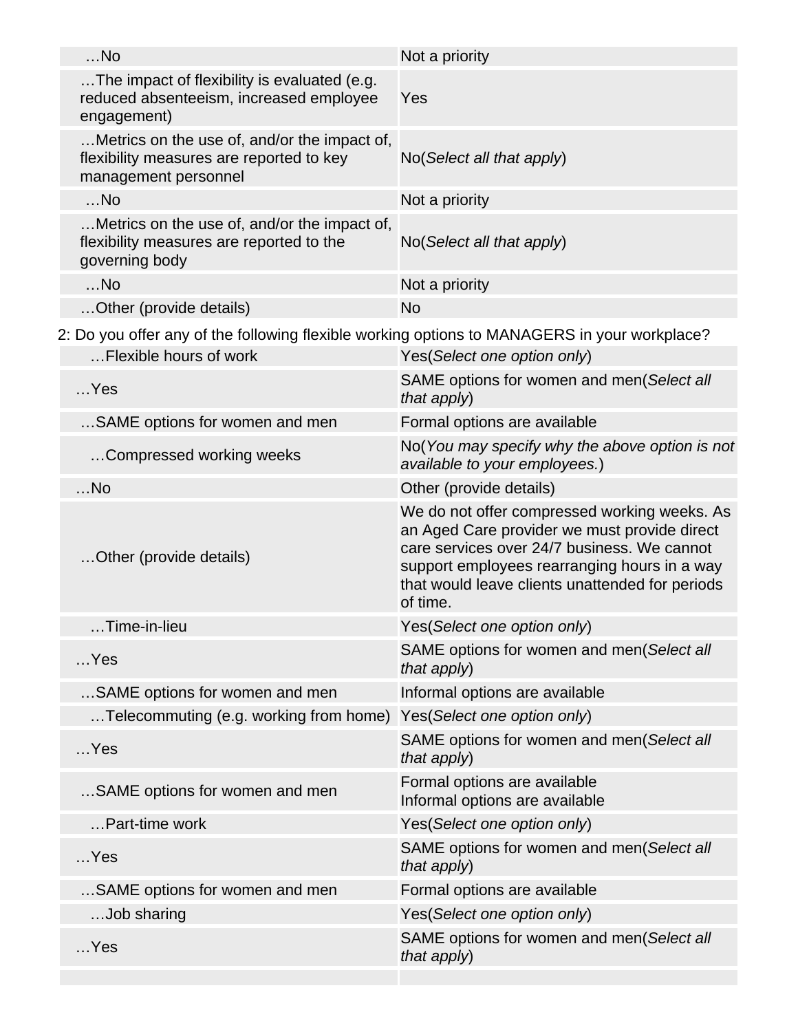| | |
|---|---|
| …No | Not a priority |
| …The impact of flexibility is evaluated (e.g. reduced absenteeism, increased employee engagement) | Yes |
| …Metrics on the use of, and/or the impact of, flexibility measures are reported to key management personnel | No(*Select all that apply*) |
| …No | Not a priority |
| …Metrics on the use of, and/or the impact of, flexibility measures are reported to the governing body | No(*Select all that apply*) |
| …No | Not a priority |
| …Other (provide details) | No |

2: Do you offer any of the following flexible working options to MANAGERS in your workplace?

| | |
|---|---|
| …Flexible hours of work | Yes(*Select one option only*) |
| …Yes | SAME options for women and men(*Select all that apply*) |
| …SAME options for women and men | Formal options are available |
| …Compressed working weeks | No(*You may specify why the above option is not available to your employees.*) |
| …No | Other (provide details) |
| …Other (provide details) | We do not offer compressed working weeks. As an Aged Care provider we must provide direct care services over 24/7 business. We cannot support employees rearranging hours in a way that would leave clients unattended for periods of time. |
| …Time-in-lieu | Yes(*Select one option only*) |
| …Yes | SAME options for women and men(*Select all that apply*) |
| …SAME options for women and men | Informal options are available |
| …Telecommuting (e.g. working from home) | Yes(*Select one option only*) |
| …Yes | SAME options for women and men(*Select all that apply*) |
| …SAME options for women and men | Formal options are available<br>Informal options are available |
| …Part-time work | Yes(*Select one option only*) |
| …Yes | SAME options for women and men(*Select all that apply*) |
| …SAME options for women and men | Formal options are available |
| …Job sharing | Yes(*Select one option only*) |
| …Yes | SAME options for women and men(*Select all that apply*) |
| | |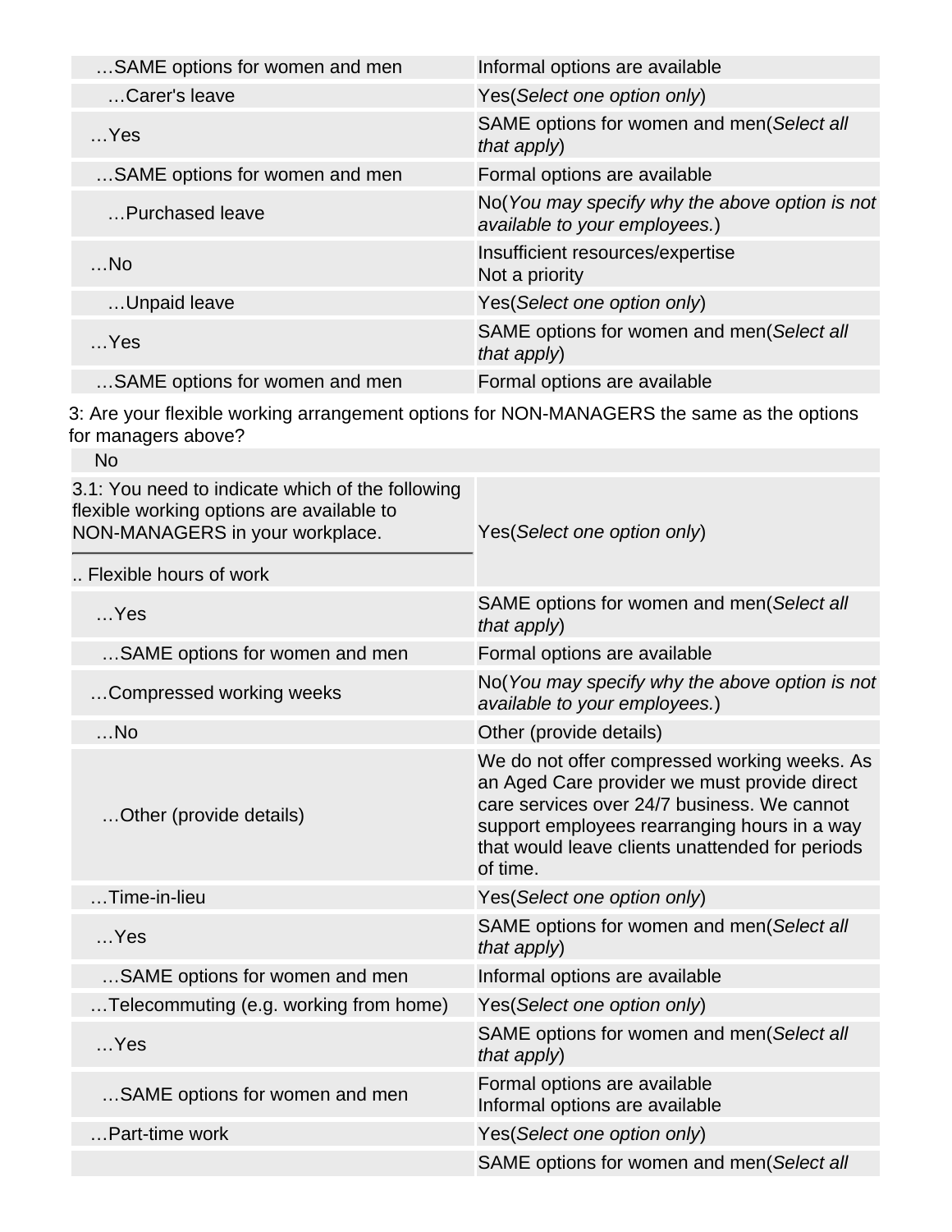| | |
|---|---|
| …SAME options for women and men | Informal options are available |
| …Carer's leave | Yes(*Select one option only*) |
| …Yes | SAME options for women and men(*Select all that apply*) |
| …SAME options for women and men | Formal options are available |
| …Purchased leave | No(*You may specify why the above option is not available to your employees.*) |
| …No | Insufficient resources/expertise<br>Not a priority |
| …Unpaid leave | Yes(*Select one option only*) |
| …Yes | SAME options for women and men(*Select all that apply*) |
| …SAME options for women and men | Formal options are available |

3: Are your flexible working arrangement options for NON-MANAGERS the same as the options for managers above?

| | |
|---|---|
| No | |
| 3.1: You need to indicate which of the following flexible working options are available to NON-MANAGERS in your workplace.<br>.. Flexible hours of work | Yes(*Select one option only*) |
| …Yes | SAME options for women and men(*Select all that apply*) |
| …SAME options for women and men | Formal options are available |
| …Compressed working weeks | No(*You may specify why the above option is not available to your employees.*) |
| …No | Other (provide details) |
| …Other (provide details) | We do not offer compressed working weeks. As an Aged Care provider we must provide direct care services over 24/7 business. We cannot support employees rearranging hours in a way that would leave clients unattended for periods of time. |
| …Time-in-lieu | Yes(*Select one option only*) |
| …Yes | SAME options for women and men(*Select all that apply*) |
| …SAME options for women and men | Informal options are available |
| …Telecommuting (e.g. working from home) | Yes(*Select one option only*) |
| …Yes | SAME options for women and men(*Select all that apply*) |
| …SAME options for women and men | Formal options are available<br>Informal options are available |
| …Part-time work | Yes(*Select one option only*) |
| | SAME options for women and men(*Select all |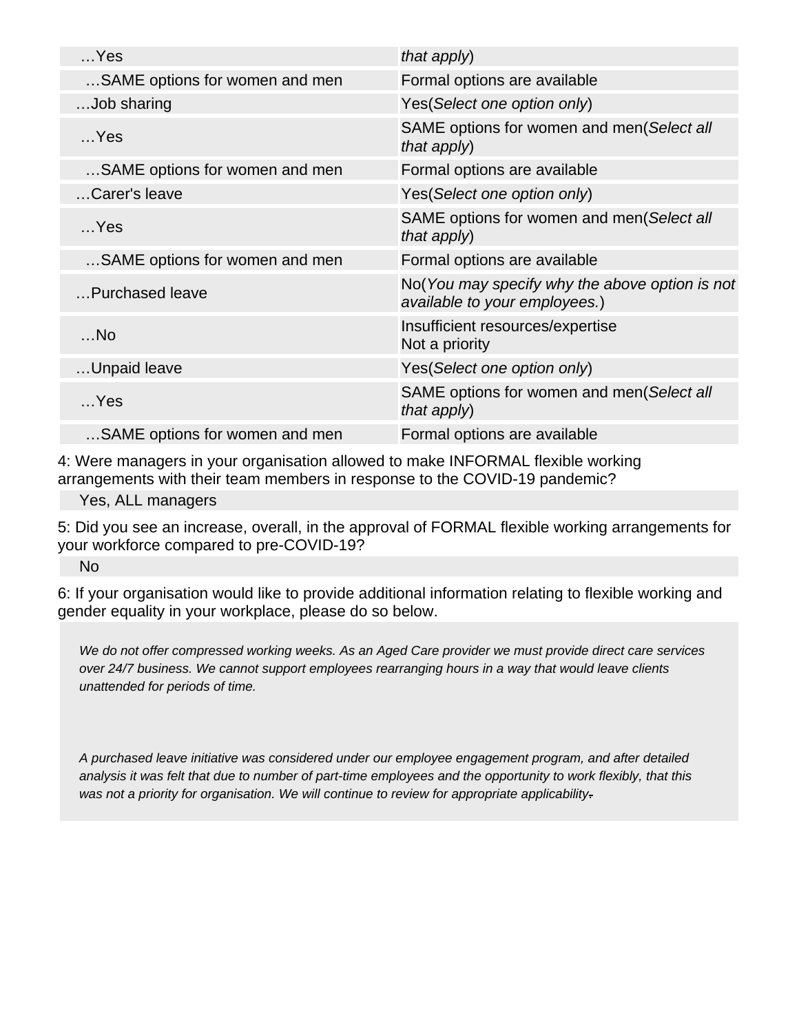| | |
|---|---|
| …Yes | *that apply*) |
| …SAME options for women and men | Formal options are available |
| …Job sharing | Yes(*Select one option only*) |
| …Yes | SAME options for women and men(*Select all that apply*) |
| …SAME options for women and men | Formal options are available |
| …Carer's leave | Yes(*Select one option only*) |
| …Yes | SAME options for women and men(*Select all that apply*) |
| …SAME options for women and men | Formal options are available |
| …Purchased leave | No(*You may specify why the above option is not available to your employees.*) |
| …No | Insufficient resources/expertise<br>Not a priority |
| …Unpaid leave | Yes(*Select one option only*) |
| …Yes | SAME options for women and men(*Select all that apply*) |
| …SAME options for women and men | Formal options are available |

4: Were managers in your organisation allowed to make INFORMAL flexible working arrangements with their team members in response to the COVID-19 pandemic?

Yes, ALL managers

5: Did you see an increase, overall, in the approval of FORMAL flexible working arrangements for your workforce compared to pre-COVID-19?

No

6: If your organisation would like to provide additional information relating to flexible working and gender equality in your workplace, please do so below.

*We do not offer compressed working weeks. As an Aged Care provider we must provide direct care services over 24/7 business. We cannot support employees rearranging hours in a way that would leave clients unattended for periods of time.*

*A purchased leave initiative was considered under our employee engagement program, and after detailed analysis it was felt that due to number of part-time employees and the opportunity to work flexibly, that this was not a priority for organisation. We will continue to review for appropriate applicability.*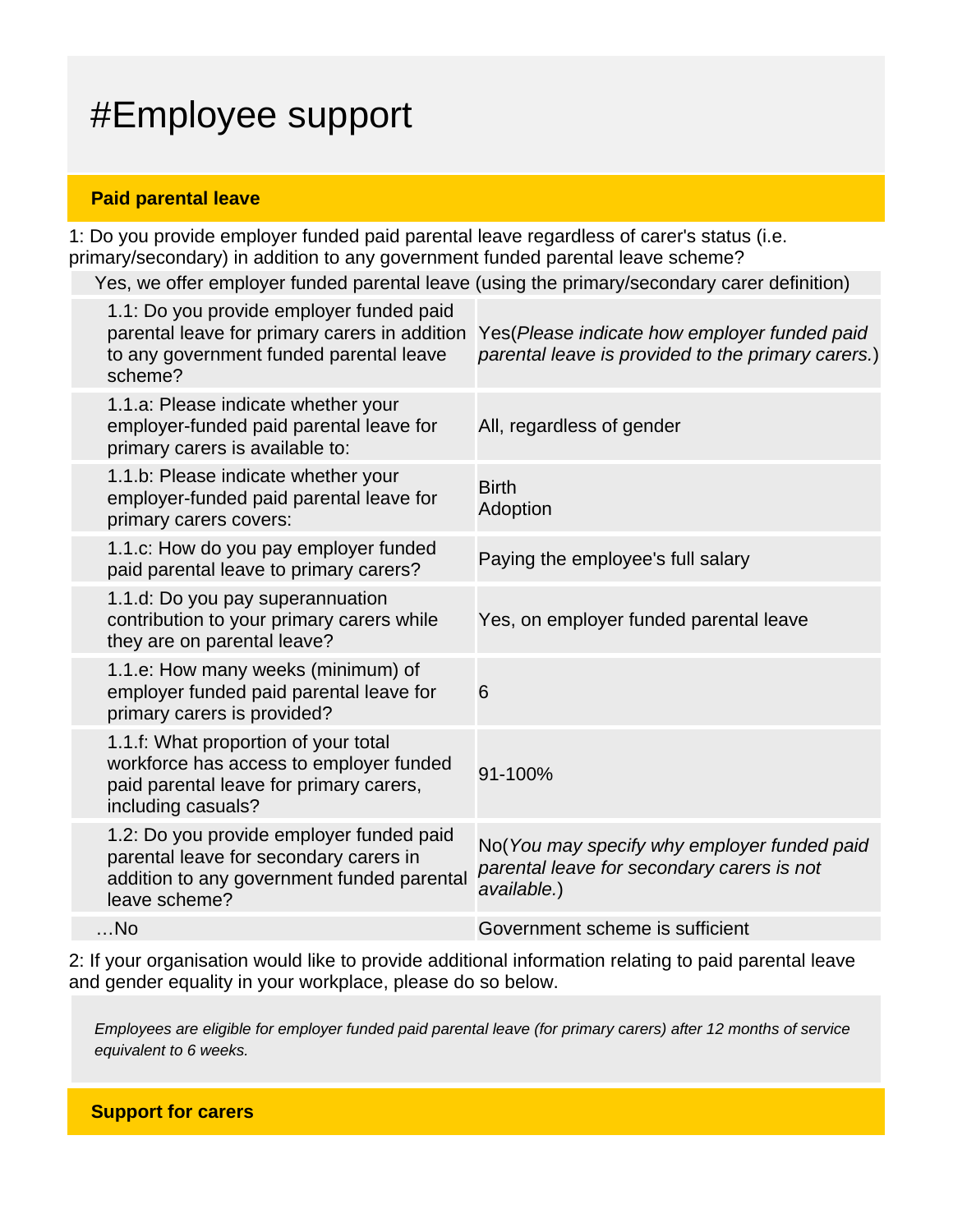# #Employee support

## Paid parental leave

1: Do you provide employer funded paid parental leave regardless of carer's status (i.e. primary/secondary) in addition to any government funded parental leave scheme?

Yes, we offer employer funded parental leave (using the primary/secondary carer definition)

| | |
|---|---|
| 1.1: Do you provide employer funded paid parental leave for primary carers in addition to any government funded parental leave scheme? | Yes(*Please indicate how employer funded paid parental leave is provided to the primary carers.*) |
| 1.1.a: Please indicate whether your employer-funded paid parental leave for primary carers is available to: | All, regardless of gender |
| 1.1.b: Please indicate whether your employer-funded paid parental leave for primary carers covers: | Birth<br>Adoption |
| 1.1.c: How do you pay employer funded paid parental leave to primary carers? | Paying the employee's full salary |
| 1.1.d: Do you pay superannuation contribution to your primary carers while they are on parental leave? | Yes, on employer funded parental leave |
| 1.1.e: How many weeks (minimum) of employer funded paid parental leave for primary carers is provided? | 6 |
| 1.1.f: What proportion of your total workforce has access to employer funded paid parental leave for primary carers, including casuals? | 91-100% |
| 1.2: Do you provide employer funded paid parental leave for secondary carers in addition to any government funded parental leave scheme? | No(*You may specify why employer funded paid parental leave for secondary carers is not available.*) |
| …No | Government scheme is sufficient |

2: If your organisation would like to provide additional information relating to paid parental leave and gender equality in your workplace, please do so below.

*Employees are eligible for employer funded paid parental leave (for primary carers) after 12 months of service equivalent to 6 weeks.*

## Support for carers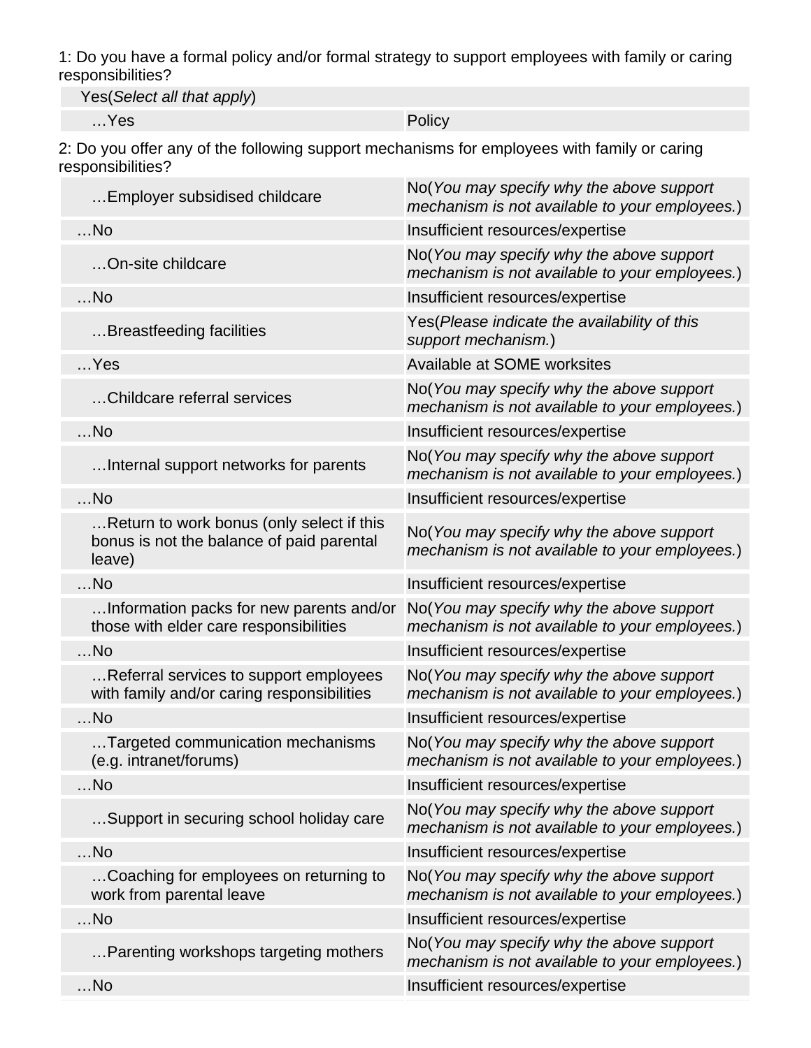1: Do you have a formal policy and/or formal strategy to support employees with family or caring responsibilities?

| Yes(*Select all that apply*) | |
|---|---|
| …Yes | Policy |

2: Do you offer any of the following support mechanisms for employees with family or caring responsibilities?

| | |
|---|---|
| …Employer subsidised childcare | No(*You may specify why the above support mechanism is not available to your employees.*) |
| …No | Insufficient resources/expertise |
| …On-site childcare | No(*You may specify why the above support mechanism is not available to your employees.*) |
| …No | Insufficient resources/expertise |
| …Breastfeeding facilities | Yes(*Please indicate the availability of this support mechanism.*) |
| …Yes | Available at SOME worksites |
| …Childcare referral services | No(*You may specify why the above support mechanism is not available to your employees.*) |
| …No | Insufficient resources/expertise |
| …Internal support networks for parents | No(*You may specify why the above support mechanism is not available to your employees.*) |
| …No | Insufficient resources/expertise |
| …Return to work bonus (only select if this bonus is not the balance of paid parental leave) | No(*You may specify why the above support mechanism is not available to your employees.*) |
| …No | Insufficient resources/expertise |
| …Information packs for new parents and/or those with elder care responsibilities | No(*You may specify why the above support mechanism is not available to your employees.*) |
| …No | Insufficient resources/expertise |
| …Referral services to support employees with family and/or caring responsibilities | No(*You may specify why the above support mechanism is not available to your employees.*) |
| …No | Insufficient resources/expertise |
| …Targeted communication mechanisms (e.g. intranet/forums) | No(*You may specify why the above support mechanism is not available to your employees.*) |
| …No | Insufficient resources/expertise |
| …Support in securing school holiday care | No(*You may specify why the above support mechanism is not available to your employees.*) |
| …No | Insufficient resources/expertise |
| …Coaching for employees on returning to work from parental leave | No(*You may specify why the above support mechanism is not available to your employees.*) |
| …No | Insufficient resources/expertise |
| …Parenting workshops targeting mothers | No(*You may specify why the above support mechanism is not available to your employees.*) |
| …No | Insufficient resources/expertise |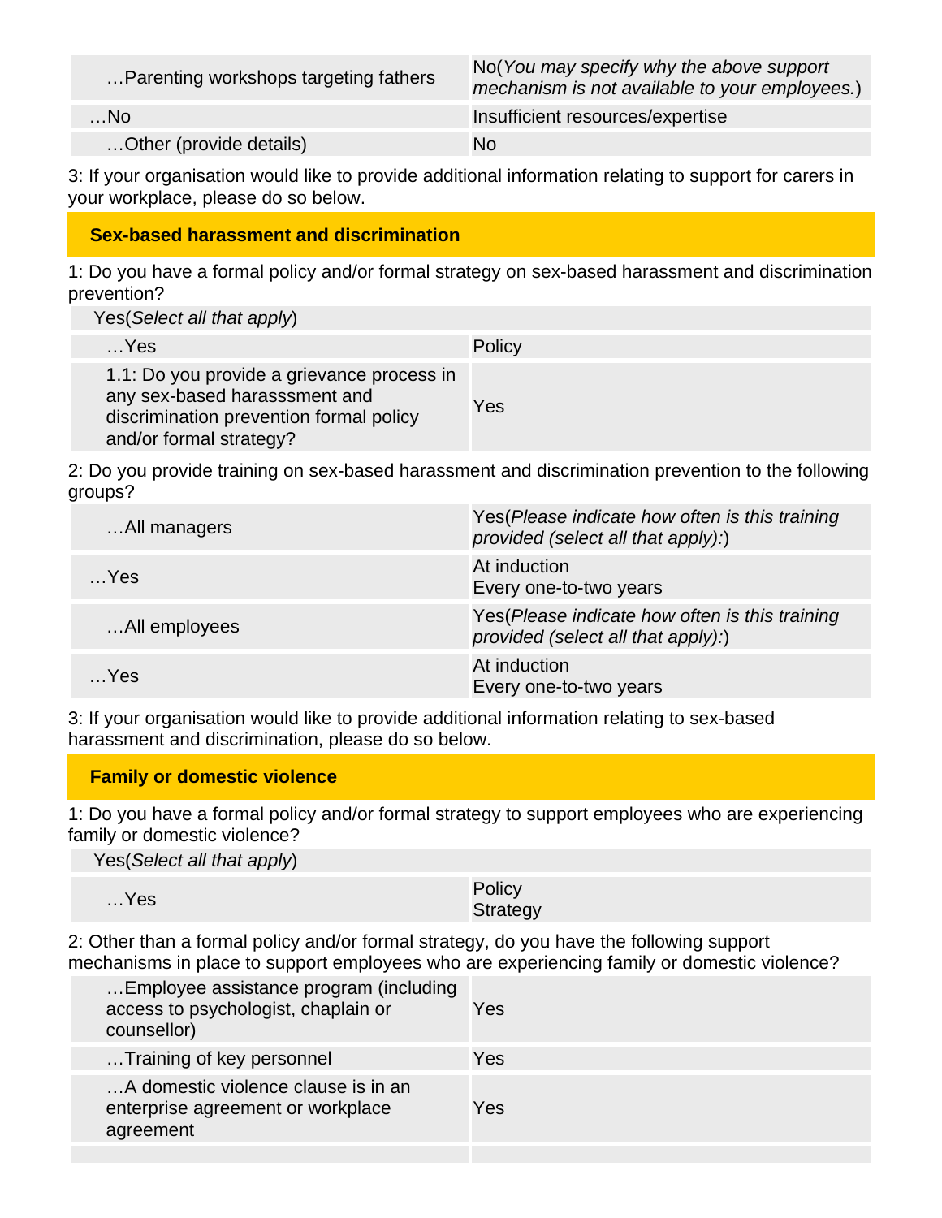| …Parenting workshops targeting fathers | No(*You may specify why the above support mechanism is not available to your employees.*) |
|---|---|
| …No | Insufficient resources/expertise |
| …Other (provide details) | No |

3: If your organisation would like to provide additional information relating to support for carers in your workplace, please do so below.

## Sex-based harassment and discrimination

1: Do you have a formal policy and/or formal strategy on sex-based harassment and discrimination prevention?

| Yes(*Select all that apply*) | |
|---|---|
| …Yes | Policy |
| 1.1: Do you provide a grievance process in any sex-based harasssment and discrimination prevention formal policy and/or formal strategy? | Yes |

2: Do you provide training on sex-based harassment and discrimination prevention to the following groups?

| …All managers | Yes(*Please indicate how often is this training provided (select all that apply):*) |
|---|---|
| …Yes | At induction<br>Every one-to-two years |
| …All employees | Yes(*Please indicate how often is this training provided (select all that apply):*) |
| …Yes | At induction<br>Every one-to-two years |

3: If your organisation would like to provide additional information relating to sex-based harassment and discrimination, please do so below.

## Family or domestic violence

1: Do you have a formal policy and/or formal strategy to support employees who are experiencing family or domestic violence?

| Yes(*Select all that apply*) | |
|---|---|
| …Yes | Policy<br>Strategy |

2: Other than a formal policy and/or formal strategy, do you have the following support mechanisms in place to support employees who are experiencing family or domestic violence?

| …Employee assistance program (including access to psychologist, chaplain or counsellor) | Yes |
|---|---|
| …Training of key personnel | Yes |
| …A domestic violence clause is in an enterprise agreement or workplace agreement | Yes |
| | |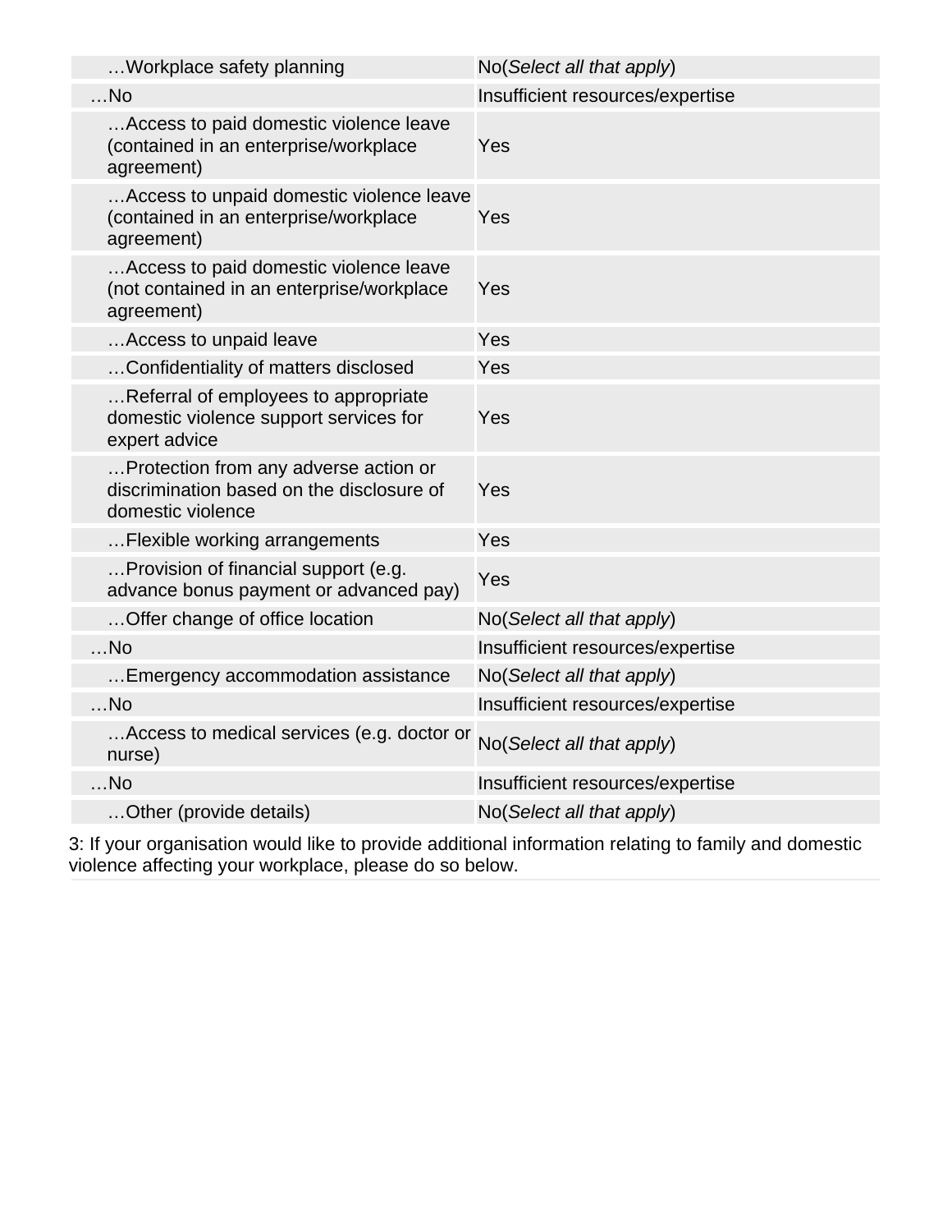| | |
|---|---|
| …Workplace safety planning | No(*Select all that apply*) |
| …No | Insufficient resources/expertise |
| …Access to paid domestic violence leave (contained in an enterprise/workplace agreement) | Yes |
| …Access to unpaid domestic violence leave (contained in an enterprise/workplace agreement) | Yes |
| …Access to paid domestic violence leave (not contained in an enterprise/workplace agreement) | Yes |
| …Access to unpaid leave | Yes |
| …Confidentiality of matters disclosed | Yes |
| …Referral of employees to appropriate domestic violence support services for expert advice | Yes |
| …Protection from any adverse action or discrimination based on the disclosure of domestic violence | Yes |
| …Flexible working arrangements | Yes |
| …Provision of financial support (e.g. advance bonus payment or advanced pay) | Yes |
| …Offer change of office location | No(*Select all that apply*) |
| …No | Insufficient resources/expertise |
| …Emergency accommodation assistance | No(*Select all that apply*) |
| …No | Insufficient resources/expertise |
| …Access to medical services (e.g. doctor or nurse) | No(*Select all that apply*) |
| …No | Insufficient resources/expertise |
| …Other (provide details) | No(*Select all that apply*) |

3: If your organisation would like to provide additional information relating to family and domestic violence affecting your workplace, please do so below.